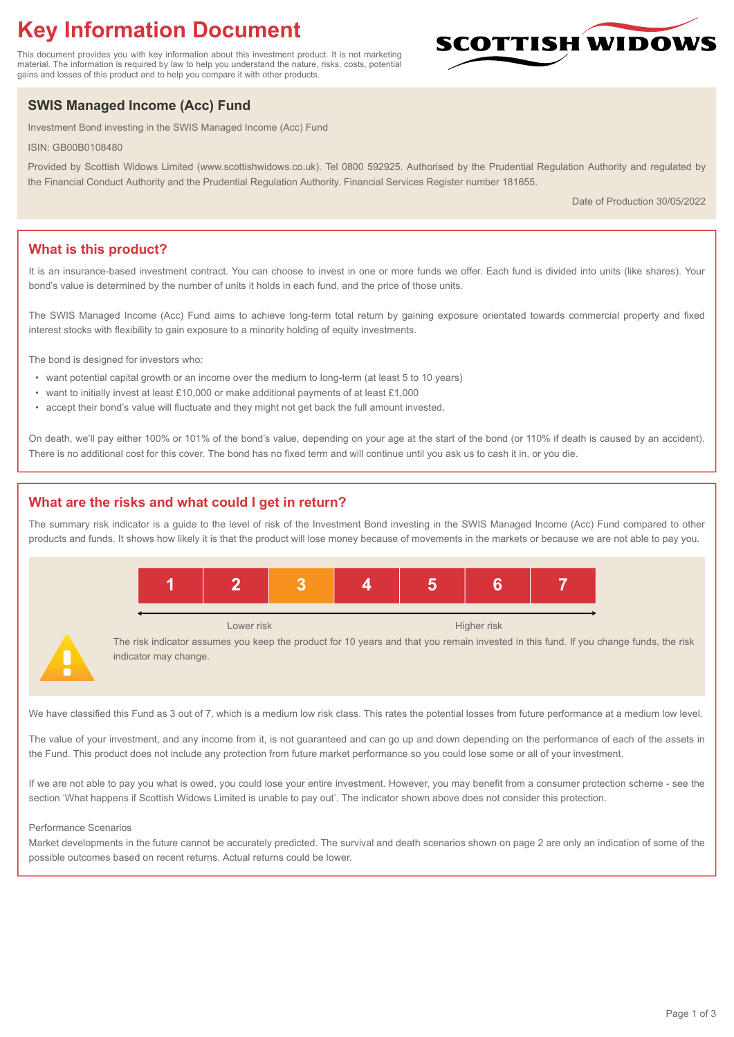# Key Information Document

This document provides you with key information about this investment product. It is not marketing material. The information is required by law to help you understand the nature, risks, costs, potential gains and losses of this product and to help you compare it with other products.

SCOTTISH WIDOWS

## SWIS Managed Income (Acc) Fund

Investment Bond investing in the SWIS Managed Income (Acc) Fund

ISIN: GB00B0108480

Provided by Scottish Widows Limited (www.scottishwidows.co.uk). Tel 0800 592925. Authorised by the Prudential Regulation Authority and regulated by the Financial Conduct Authority and the Prudential Regulation Authority. Financial Services Register number 181655.

Date of Production 30/05/2022

## What is this product?

It is an insurance-based investment contract. You can choose to invest in one or more funds we offer. Each fund is divided into units (like shares). Your bond's value is determined by the number of units it holds in each fund, and the price of those units.

The SWIS Managed Income (Acc) Fund aims to achieve long-term total return by gaining exposure orientated towards commercial property and fixed interest stocks with flexibility to gain exposure to a minority holding of equity investments.

The bond is designed for investors who:

- want potential capital growth or an income over the medium to long-term (at least 5 to 10 years)
- want to initially invest at least £10,000 or make additional payments of at least £1,000
- accept their bond's value will fluctuate and they might not get back the full amount invested.

On death, we'll pay either 100% or 101% of the bond's value, depending on your age at the start of the bond (or 110% if death is caused by an accident). There is no additional cost for this cover. The bond has no fixed term and will continue until you ask us to cash it in, or you die.

## What are the risks and what could I get in return?

The summary risk indicator is a guide to the level of risk of the Investment Bond investing in the SWIS Managed Income (Acc) Fund compared to other products and funds. It shows how likely it is that the product will lose money because of movements in the markets or because we are not able to pay you.

| 1 | 2 | **3** | 4 | 5 | 6 | 7 |
|---|---|---|---|---|---|---|

Lower risk ← → Higher risk

The risk indicator assumes you keep the product for 10 years and that you remain invested in this fund. If you change funds, the risk indicator may change.

We have classified this Fund as 3 out of 7, which is a medium low risk class. This rates the potential losses from future performance at a medium low level.

The value of your investment, and any income from it, is not guaranteed and can go up and down depending on the performance of each of the assets in the Fund. This product does not include any protection from future market performance so you could lose some or all of your investment.

If we are not able to pay you what is owed, you could lose your entire investment. However, you may benefit from a consumer protection scheme - see the section 'What happens if Scottish Widows Limited is unable to pay out'. The indicator shown above does not consider this protection.

Performance Scenarios

Market developments in the future cannot be accurately predicted. The survival and death scenarios shown on page 2 are only an indication of some of the possible outcomes based on recent returns. Actual returns could be lower.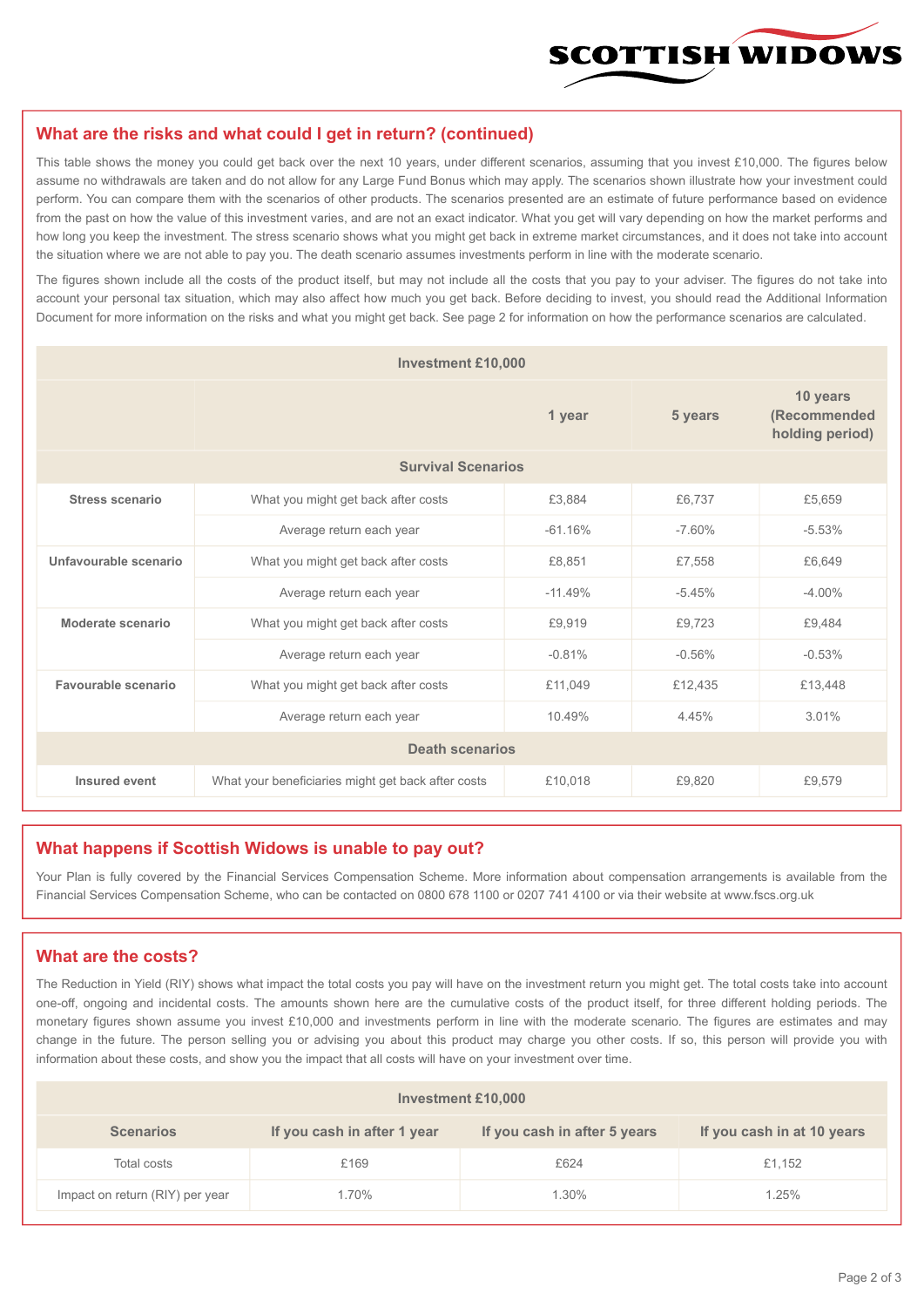## What are the risks and what could I get in return? (continued)

This table shows the money you could get back over the next 10 years, under different scenarios, assuming that you invest £10,000. The figures below assume no withdrawals are taken and do not allow for any Large Fund Bonus which may apply. The scenarios shown illustrate how your investment could perform. You can compare them with the scenarios of other products. The scenarios presented are an estimate of future performance based on evidence from the past on how the value of this investment varies, and are not an exact indicator. What you get will vary depending on how the market performs and how long you keep the investment. The stress scenario shows what you might get back in extreme market circumstances, and it does not take into account the situation where we are not able to pay you. The death scenario assumes investments perform in line with the moderate scenario.

The figures shown include all the costs of the product itself, but may not include all the costs that you pay to your adviser. The figures do not take into account your personal tax situation, which may also affect how much you get back. Before deciding to invest, you should read the Additional Information Document for more information on the risks and what you might get back. See page 2 for information on how the performance scenarios are calculated.

| Investment £10,000 | | | | |
|---|---|---|---|---|
| | | 1 year | 5 years | 10 years (Recommended holding period) |
| **Survival Scenarios** | | | | |
| **Stress scenario** | What you might get back after costs | £3,884 | £6,737 | £5,659 |
| | Average return each year | -61.16% | -7.60% | -5.53% |
| **Unfavourable scenario** | What you might get back after costs | £8,851 | £7,558 | £6,649 |
| | Average return each year | -11.49% | -5.45% | -4.00% |
| **Moderate scenario** | What you might get back after costs | £9,919 | £9,723 | £9,484 |
| | Average return each year | -0.81% | -0.56% | -0.53% |
| **Favourable scenario** | What you might get back after costs | £11,049 | £12,435 | £13,448 |
| | Average return each year | 10.49% | 4.45% | 3.01% |
| **Death scenarios** | | | | |
| **Insured event** | What your beneficiaries might get back after costs | £10,018 | £9,820 | £9,579 |

## What happens if Scottish Widows is unable to pay out?

Your Plan is fully covered by the Financial Services Compensation Scheme. More information about compensation arrangements is available from the Financial Services Compensation Scheme, who can be contacted on 0800 678 1100 or 0207 741 4100 or via their website at www.fscs.org.uk

## What are the costs?

The Reduction in Yield (RIY) shows what impact the total costs you pay will have on the investment return you might get. The total costs take into account one-off, ongoing and incidental costs. The amounts shown here are the cumulative costs of the product itself, for three different holding periods. The monetary figures shown assume you invest £10,000 and investments perform in line with the moderate scenario. The figures are estimates and may change in the future. The person selling you or advising you about this product may charge you other costs. If so, this person will provide you with information about these costs, and show you the impact that all costs will have on your investment over time.

| Investment £10,000 | | | |
|---|---|---|---|
| **Scenarios** | **If you cash in after 1 year** | **If you cash in after 5 years** | **If you cash in at 10 years** |
| Total costs | £169 | £624 | £1,152 |
| Impact on return (RIY) per year | 1.70% | 1.30% | 1.25% |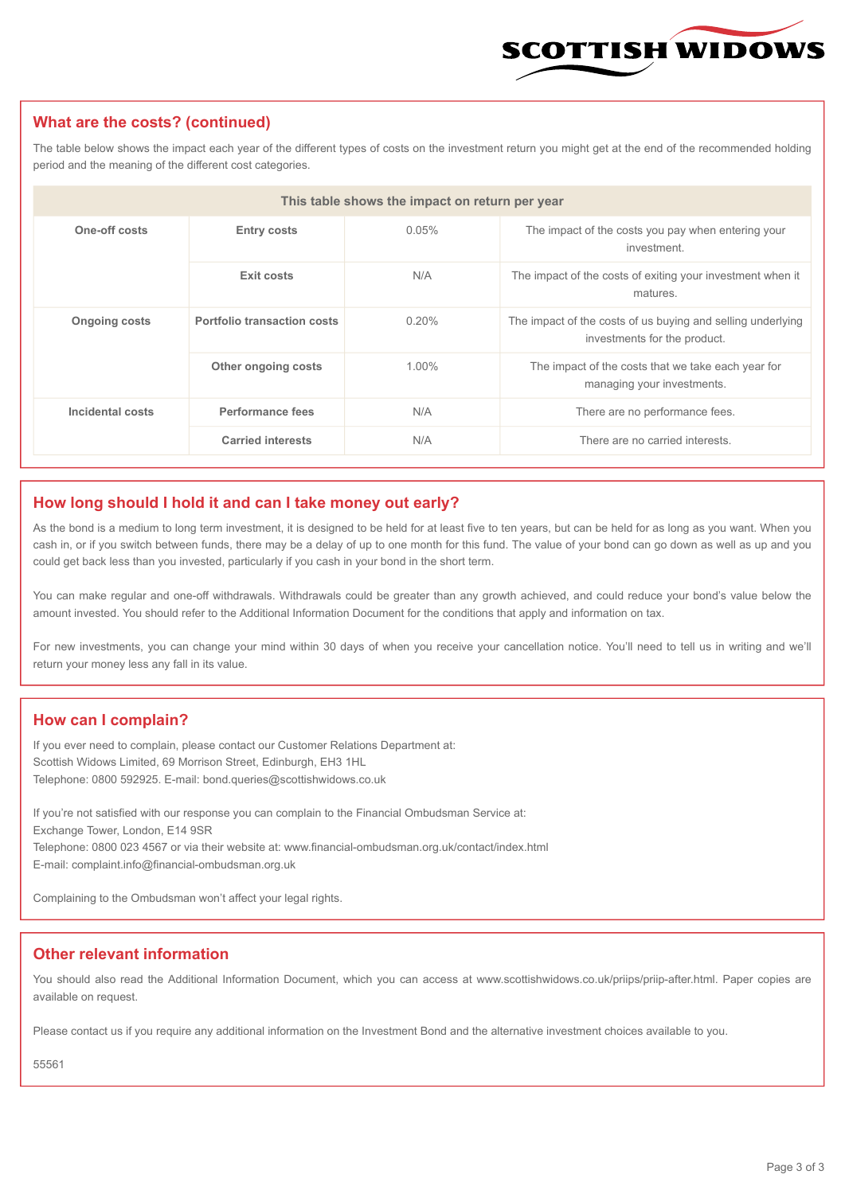## What are the costs? (continued)

The table below shows the impact each year of the different types of costs on the investment return you might get at the end of the recommended holding period and the meaning of the different cost categories.

| This table shows the impact on return per year | | | |
|---|---|---|---|
| **One-off costs** | **Entry costs** | 0.05% | The impact of the costs you pay when entering your investment. |
| | **Exit costs** | N/A | The impact of the costs of exiting your investment when it matures. |
| **Ongoing costs** | **Portfolio transaction costs** | 0.20% | The impact of the costs of us buying and selling underlying investments for the product. |
| | **Other ongoing costs** | 1.00% | The impact of the costs that we take each year for managing your investments. |
| **Incidental costs** | **Performance fees** | N/A | There are no performance fees. |
| | **Carried interests** | N/A | There are no carried interests. |

## How long should I hold it and can I take money out early?

As the bond is a medium to long term investment, it is designed to be held for at least five to ten years, but can be held for as long as you want. When you cash in, or if you switch between funds, there may be a delay of up to one month for this fund. The value of your bond can go down as well as up and you could get back less than you invested, particularly if you cash in your bond in the short term.

You can make regular and one-off withdrawals. Withdrawals could be greater than any growth achieved, and could reduce your bond's value below the amount invested. You should refer to the Additional Information Document for the conditions that apply and information on tax.

For new investments, you can change your mind within 30 days of when you receive your cancellation notice. You'll need to tell us in writing and we'll return your money less any fall in its value.

## How can I complain?

If you ever need to complain, please contact our Customer Relations Department at:
Scottish Widows Limited, 69 Morrison Street, Edinburgh, EH3 1HL
Telephone: 0800 592925. E-mail: bond.queries@scottishwidows.co.uk

If you're not satisfied with our response you can complain to the Financial Ombudsman Service at:
Exchange Tower, London, E14 9SR
Telephone: 0800 023 4567 or via their website at: www.financial-ombudsman.org.uk/contact/index.html
E-mail: complaint.info@financial-ombudsman.org.uk

Complaining to the Ombudsman won't affect your legal rights.

## Other relevant information

You should also read the Additional Information Document, which you can access at www.scottishwidows.co.uk/priips/priip-after.html. Paper copies are available on request.

Please contact us if you require any additional information on the Investment Bond and the alternative investment choices available to you.

55561